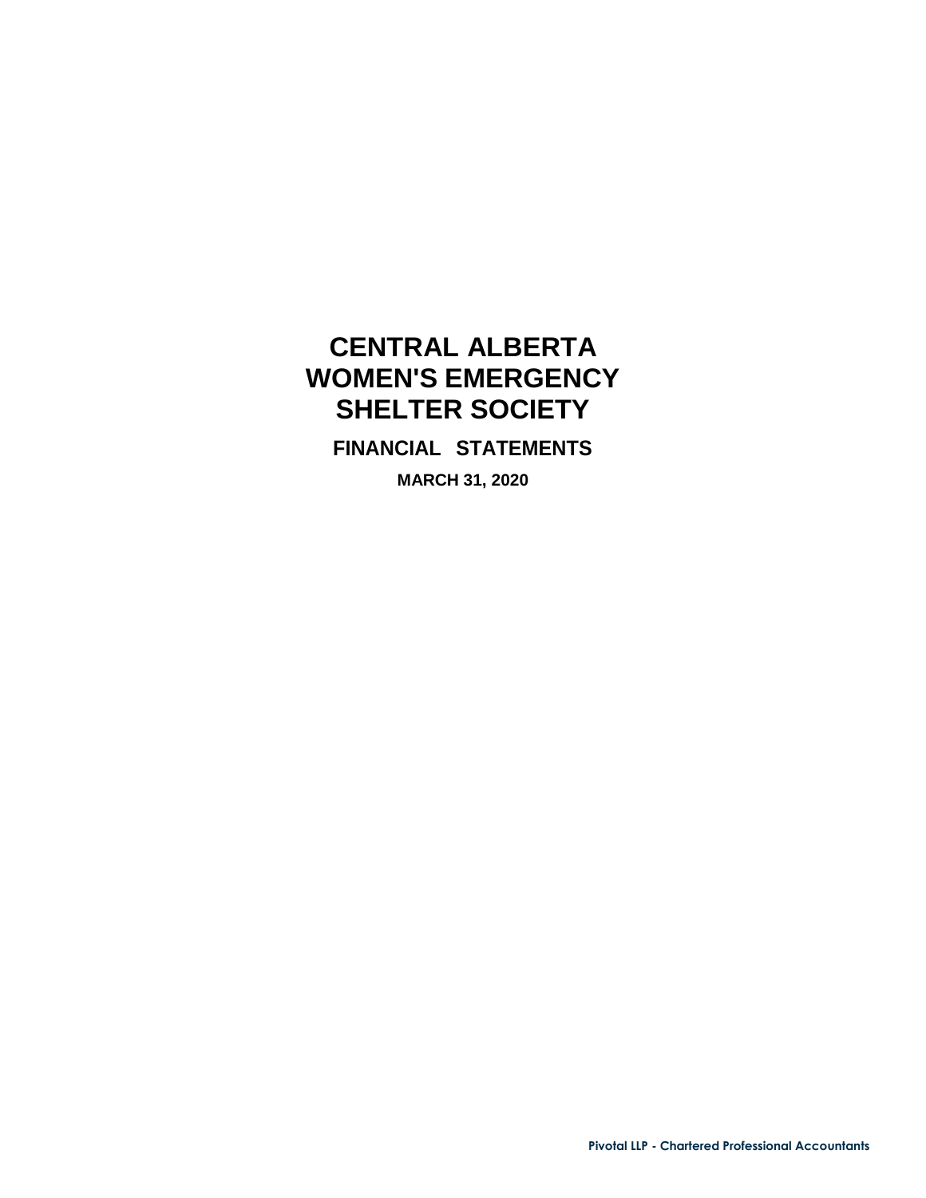# CENTRAL ALBERTA WOMEN'S EMERGENCY SHELTER SOCIETY

## FINANCIAL STATEMENTS

**MARCH 31, 2020**

Pivotal LLP - Chartered Professional Accountants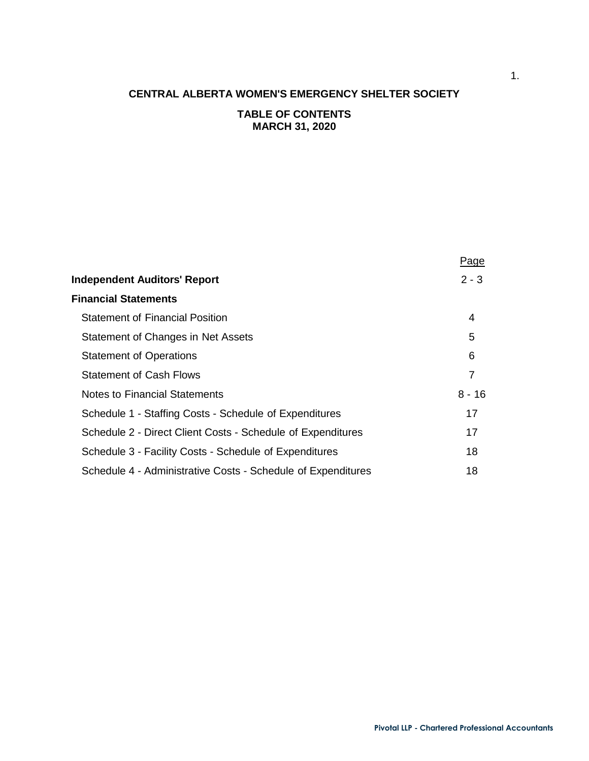# CENTRAL ALBERTA WOMEN'S EMERGENCY SHELTER SOCIETY

## TABLE OF CONTENTS
## MARCH 31, 2020

| | Page |
|---|---|
| **Independent Auditors' Report** | 2 - 3 |
| **Financial Statements** | |
| Statement of Financial Position | 4 |
| Statement of Changes in Net Assets | 5 |
| Statement of Operations | 6 |
| Statement of Cash Flows | 7 |
| Notes to Financial Statements | 8 - 16 |
| Schedule 1 - Staffing Costs - Schedule of Expenditures | 17 |
| Schedule 2 - Direct Client Costs - Schedule of Expenditures | 17 |
| Schedule 3 - Facility Costs - Schedule of Expenditures | 18 |
| Schedule 4 - Administrative Costs - Schedule of Expenditures | 18 |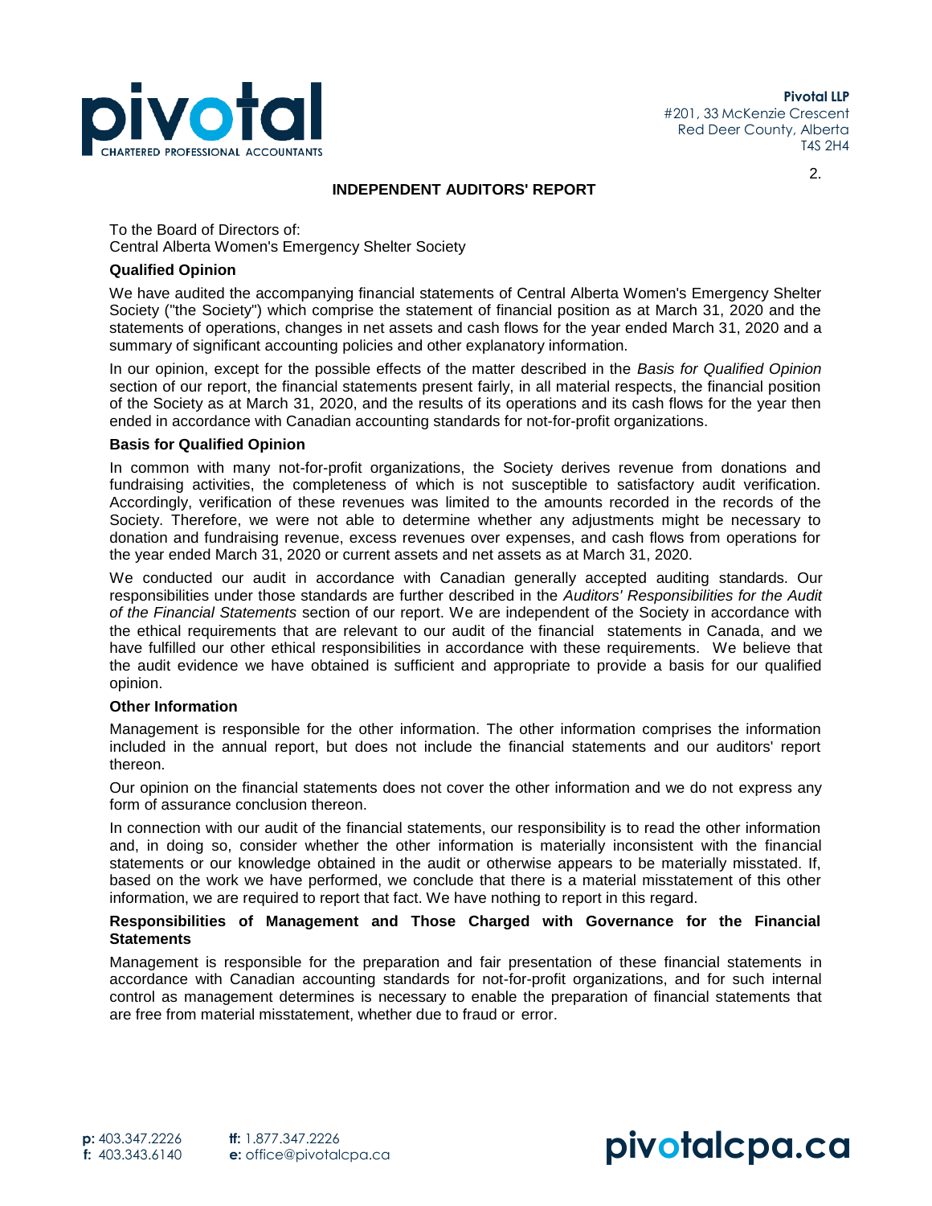Pivotal LLP
#201, 33 McKenzie Crescent
Red Deer County, Alberta
T4S 2H4

# INDEPENDENT AUDITORS' REPORT

To the Board of Directors of:
Central Alberta Women's Emergency Shelter Society

### Qualified Opinion

We have audited the accompanying financial statements of Central Alberta Women's Emergency Shelter Society ("the Society") which comprise the statement of financial position as at March 31, 2020 and the statements of operations, changes in net assets and cash flows for the year ended March 31, 2020 and a summary of significant accounting policies and other explanatory information.

In our opinion, except for the possible effects of the matter described in the *Basis for Qualified Opinion* section of our report, the financial statements present fairly, in all material respects, the financial position of the Society as at March 31, 2020, and the results of its operations and its cash flows for the year then ended in accordance with Canadian accounting standards for not-for-profit organizations.

### Basis for Qualified Opinion

In common with many not-for-profit organizations, the Society derives revenue from donations and fundraising activities, the completeness of which is not susceptible to satisfactory audit verification. Accordingly, verification of these revenues was limited to the amounts recorded in the records of the Society. Therefore, we were not able to determine whether any adjustments might be necessary to donation and fundraising revenue, excess revenues over expenses, and cash flows from operations for the year ended March 31, 2020 or current assets and net assets as at March 31, 2020.

We conducted our audit in accordance with Canadian generally accepted auditing standards. Our responsibilities under those standards are further described in the *Auditors' Responsibilities for the Audit of the Financial Statements* section of our report. We are independent of the Society in accordance with the ethical requirements that are relevant to our audit of the financial statements in Canada, and we have fulfilled our other ethical responsibilities in accordance with these requirements. We believe that the audit evidence we have obtained is sufficient and appropriate to provide a basis for our qualified opinion.

### Other Information

Management is responsible for the other information. The other information comprises the information included in the annual report, but does not include the financial statements and our auditors' report thereon.

Our opinion on the financial statements does not cover the other information and we do not express any form of assurance conclusion thereon.

In connection with our audit of the financial statements, our responsibility is to read the other information and, in doing so, consider whether the other information is materially inconsistent with the financial statements or our knowledge obtained in the audit or otherwise appears to be materially misstated. If, based on the work we have performed, we conclude that there is a material misstatement of this other information, we are required to report that fact. We have nothing to report in this regard.

### Responsibilities of Management and Those Charged with Governance for the Financial Statements

Management is responsible for the preparation and fair presentation of these financial statements in accordance with Canadian accounting standards for not-for-profit organizations, and for such internal control as management determines is necessary to enable the preparation of financial statements that are free from material misstatement, whether due to fraud or error.

p: 403.347.2226 tf: 1.877.347.2226
f: 403.343.6140 e: office@pivotalcpa.ca

pivotalcpa.ca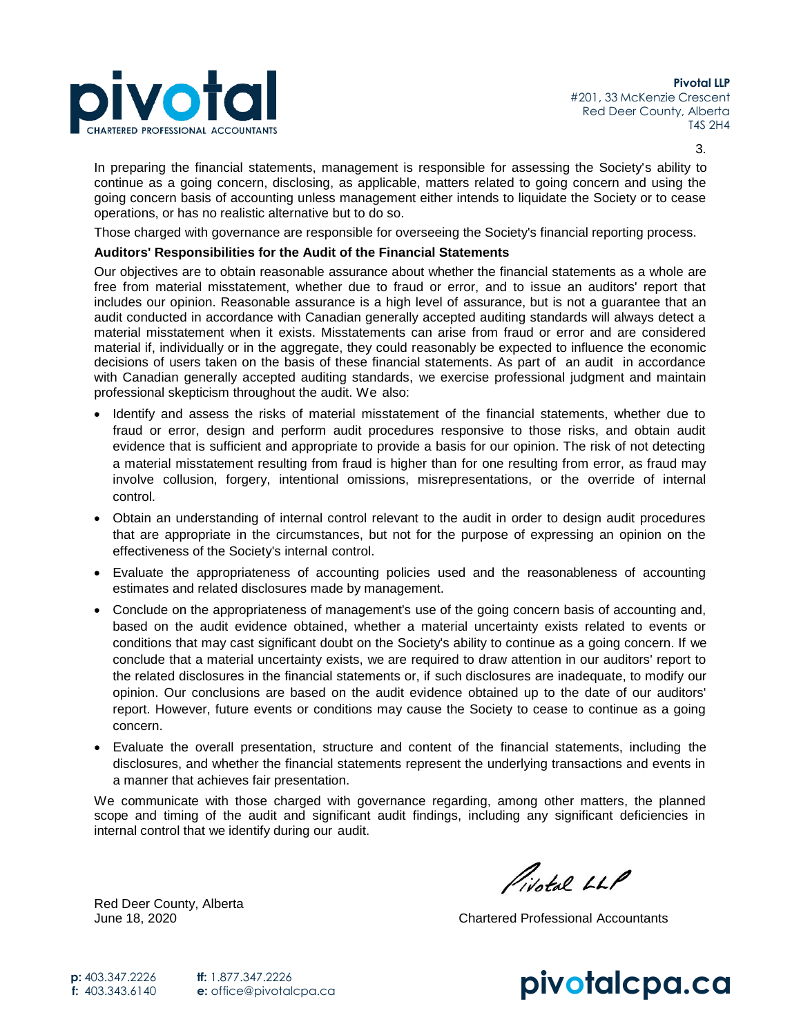In preparing the financial statements, management is responsible for assessing the Society's ability to continue as a going concern, disclosing, as applicable, matters related to going concern and using the going concern basis of accounting unless management either intends to liquidate the Society or to cease operations, or has no realistic alternative but to do so.

Those charged with governance are responsible for overseeing the Society's financial reporting process.

**Auditors' Responsibilities for the Audit of the Financial Statements**

Our objectives are to obtain reasonable assurance about whether the financial statements as a whole are free from material misstatement, whether due to fraud or error, and to issue an auditors' report that includes our opinion. Reasonable assurance is a high level of assurance, but is not a guarantee that an audit conducted in accordance with Canadian generally accepted auditing standards will always detect a material misstatement when it exists. Misstatements can arise from fraud or error and are considered material if, individually or in the aggregate, they could reasonably be expected to influence the economic decisions of users taken on the basis of these financial statements. As part of an audit in accordance with Canadian generally accepted auditing standards, we exercise professional judgment and maintain professional skepticism throughout the audit. We also:

- Identify and assess the risks of material misstatement of the financial statements, whether due to fraud or error, design and perform audit procedures responsive to those risks, and obtain audit evidence that is sufficient and appropriate to provide a basis for our opinion. The risk of not detecting a material misstatement resulting from fraud is higher than for one resulting from error, as fraud may involve collusion, forgery, intentional omissions, misrepresentations, or the override of internal control.
- Obtain an understanding of internal control relevant to the audit in order to design audit procedures that are appropriate in the circumstances, but not for the purpose of expressing an opinion on the effectiveness of the Society's internal control.
- Evaluate the appropriateness of accounting policies used and the reasonableness of accounting estimates and related disclosures made by management.
- Conclude on the appropriateness of management's use of the going concern basis of accounting and, based on the audit evidence obtained, whether a material uncertainty exists related to events or conditions that may cast significant doubt on the Society's ability to continue as a going concern. If we conclude that a material uncertainty exists, we are required to draw attention in our auditors' report to the related disclosures in the financial statements or, if such disclosures are inadequate, to modify our opinion. Our conclusions are based on the audit evidence obtained up to the date of our auditors' report. However, future events or conditions may cause the Society to cease to continue as a going concern.
- Evaluate the overall presentation, structure and content of the financial statements, including the disclosures, and whether the financial statements represent the underlying transactions and events in a manner that achieves fair presentation.

We communicate with those charged with governance regarding, among other matters, the planned scope and timing of the audit and significant audit findings, including any significant deficiencies in internal control that we identify during our audit.

Pivotal LLP

Red Deer County, Alberta
June 18, 2020

Chartered Professional Accountants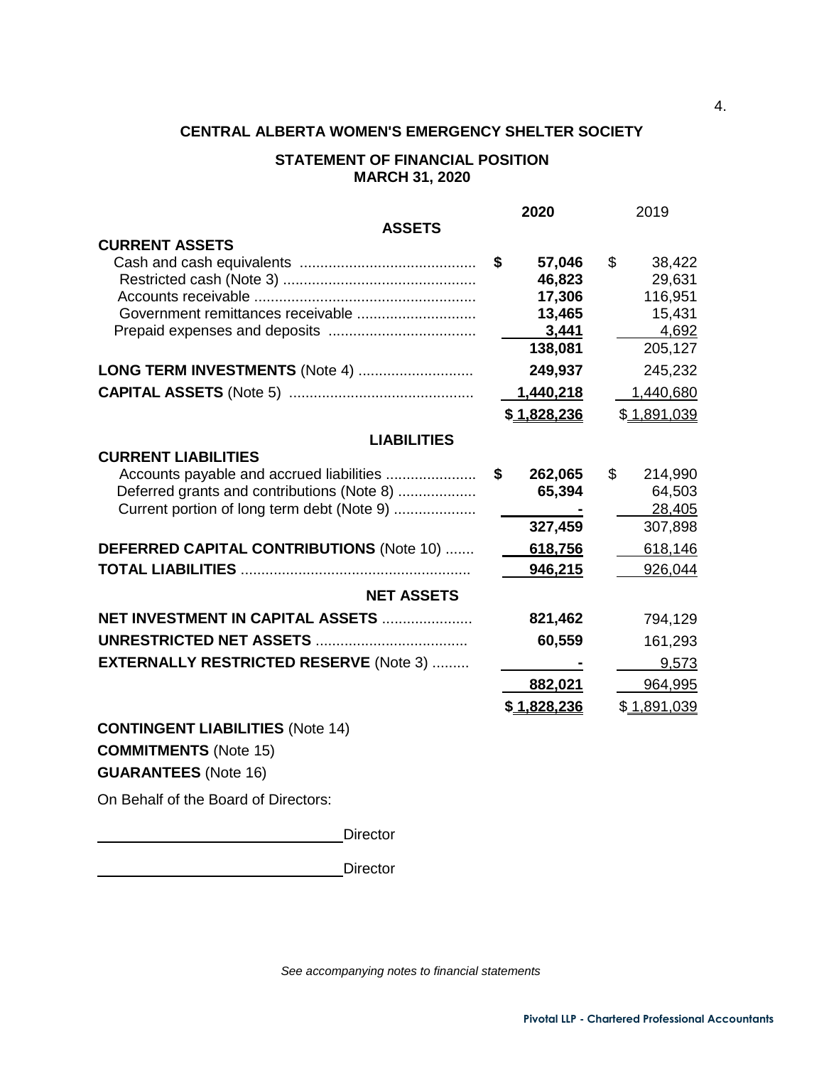# CENTRAL ALBERTA WOMEN'S EMERGENCY SHELTER SOCIETY

## STATEMENT OF FINANCIAL POSITION
## MARCH 31, 2020

| | 2020 | 2019 |
|---|---|---|
| **ASSETS** | | |
| **CURRENT ASSETS** | | |
| Cash and cash equivalents | **$ 57,046** | $ 38,422 |
| Restricted cash (Note 3) | **46,823** | 29,631 |
| Accounts receivable | **17,306** | 116,951 |
| Government remittances receivable | **13,465** | 15,431 |
| Prepaid expenses and deposits | **3,441** | 4,692 |
| | **138,081** | 205,127 |
| **LONG TERM INVESTMENTS** (Note 4) | **249,937** | 245,232 |
| **CAPITAL ASSETS** (Note 5) | **1,440,218** | 1,440,680 |
| | **$ 1,828,236** | $ 1,891,039 |
| **LIABILITIES** | | |
| **CURRENT LIABILITIES** | | |
| Accounts payable and accrued liabilities | **$ 262,065** | $ 214,990 |
| Deferred grants and contributions (Note 8) | **65,394** | 64,503 |
| Current portion of long term debt (Note 9) | **-** | 28,405 |
| | **327,459** | 307,898 |
| **DEFERRED CAPITAL CONTRIBUTIONS** (Note 10) | **618,756** | 618,146 |
| **TOTAL LIABILITIES** | **946,215** | 926,044 |
| **NET ASSETS** | | |
| **NET INVESTMENT IN CAPITAL ASSETS** | **821,462** | 794,129 |
| **UNRESTRICTED NET ASSETS** | **60,559** | 161,293 |
| **EXTERNALLY RESTRICTED RESERVE** (Note 3) | **-** | 9,573 |
| | **882,021** | 964,995 |
| | **$ 1,828,236** | $ 1,891,039 |

**CONTINGENT LIABILITIES** (Note 14)

**COMMITMENTS** (Note 15)

**GUARANTEES** (Note 16)

On Behalf of the Board of Directors:

\_\_\_\_\_\_\_\_\_\_\_\_\_\_\_\_\_\_\_\_\_\_\_\_\_\_\_\_\_\_ Director

\_\_\_\_\_\_\_\_\_\_\_\_\_\_\_\_\_\_\_\_\_\_\_\_\_\_\_\_\_\_ Director

*See accompanying notes to financial statements*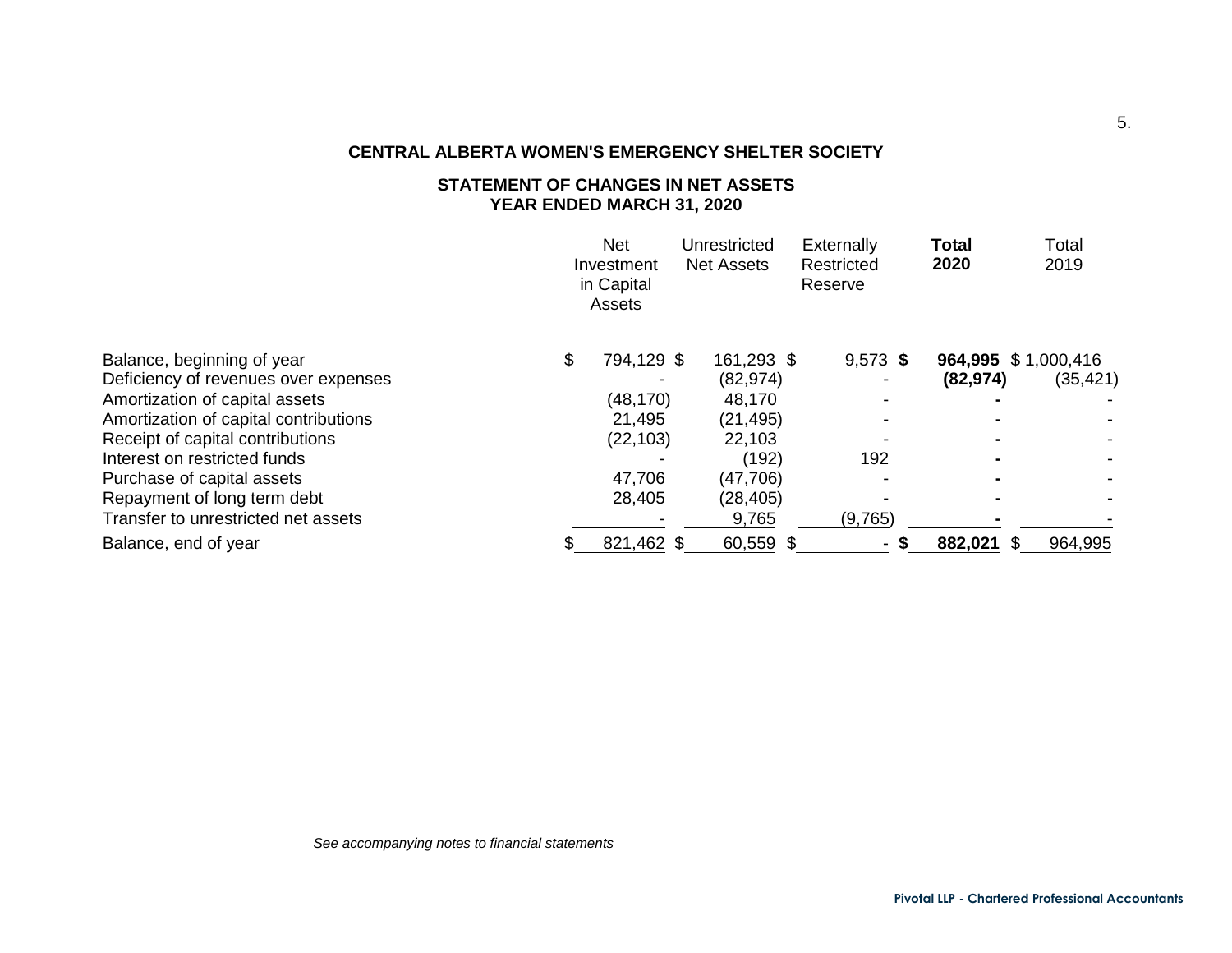**CENTRAL ALBERTA WOMEN'S EMERGENCY SHELTER SOCIETY**

**STATEMENT OF CHANGES IN NET ASSETS**
**YEAR ENDED MARCH 31, 2020**

| | Net Investment in Capital Assets | Unrestricted Net Assets | Externally Restricted Reserve | **Total 2020** | Total 2019 |
|---|---|---|---|---|---|
| Balance, beginning of year | $ 794,129 | $ 161,293 | $ 9,573 | **$ 964,995** | $ 1,000,416 |
| Deficiency of revenues over expenses | - | (82,974) | - | **(82,974)** | (35,421) |
| Amortization of capital assets | (48,170) | 48,170 | - | **-** | - |
| Amortization of capital contributions | 21,495 | (21,495) | - | **-** | - |
| Receipt of capital contributions | (22,103) | 22,103 | - | **-** | - |
| Interest on restricted funds | - | (192) | 192 | **-** | - |
| Purchase of capital assets | 47,706 | (47,706) | - | **-** | - |
| Repayment of long term debt | 28,405 | (28,405) | - | **-** | - |
| Transfer to unrestricted net assets | - | 9,765 | (9,765) | **-** | - |
| Balance, end of year | $ 821,462 | $ 60,559 | $ - | **$ 882,021** | $ 964,995 |

*See accompanying notes to financial statements*

**Pivotal LLP - Chartered Professional Accountants**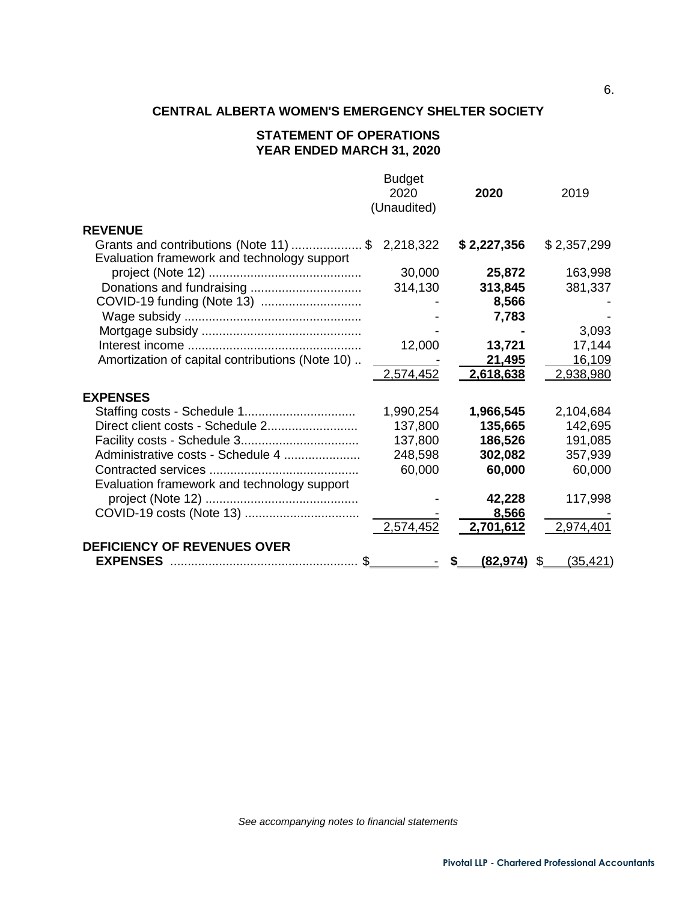**CENTRAL ALBERTA WOMEN'S EMERGENCY SHELTER SOCIETY**

**STATEMENT OF OPERATIONS**
**YEAR ENDED MARCH 31, 2020**

| | Budget 2020 (Unaudited) | **2020** | 2019 |
|---|---|---|---|
| **REVENUE** | | | |
| Grants and contributions (Note 11) | $ 2,218,322 | **$ 2,227,356** | $ 2,357,299 |
| Evaluation framework and technology support project (Note 12) | 30,000 | **25,872** | 163,998 |
| Donations and fundraising | 314,130 | **313,845** | 381,337 |
| COVID-19 funding (Note 13) | - | **8,566** | - |
| Wage subsidy | - | **7,783** | - |
| Mortgage subsidy | - | **-** | 3,093 |
| Interest income | 12,000 | **13,721** | 17,144 |
| Amortization of capital contributions (Note 10) | - | **21,495** | 16,109 |
| | 2,574,452 | **2,618,638** | 2,938,980 |
| **EXPENSES** | | | |
| Staffing costs - Schedule 1 | 1,990,254 | **1,966,545** | 2,104,684 |
| Direct client costs - Schedule 2 | 137,800 | **135,665** | 142,695 |
| Facility costs - Schedule 3 | 137,800 | **186,526** | 191,085 |
| Administrative costs - Schedule 4 | 248,598 | **302,082** | 357,939 |
| Contracted services | 60,000 | **60,000** | 60,000 |
| Evaluation framework and technology support project (Note 12) | - | **42,228** | 117,998 |
| COVID-19 costs (Note 13) | - | **8,566** | - |
| | 2,574,452 | **2,701,612** | 2,974,401 |
| **DEFICIENCY OF REVENUES OVER EXPENSES** | $ - | **$ (82,974)** | $ (35,421) |

*See accompanying notes to financial statements*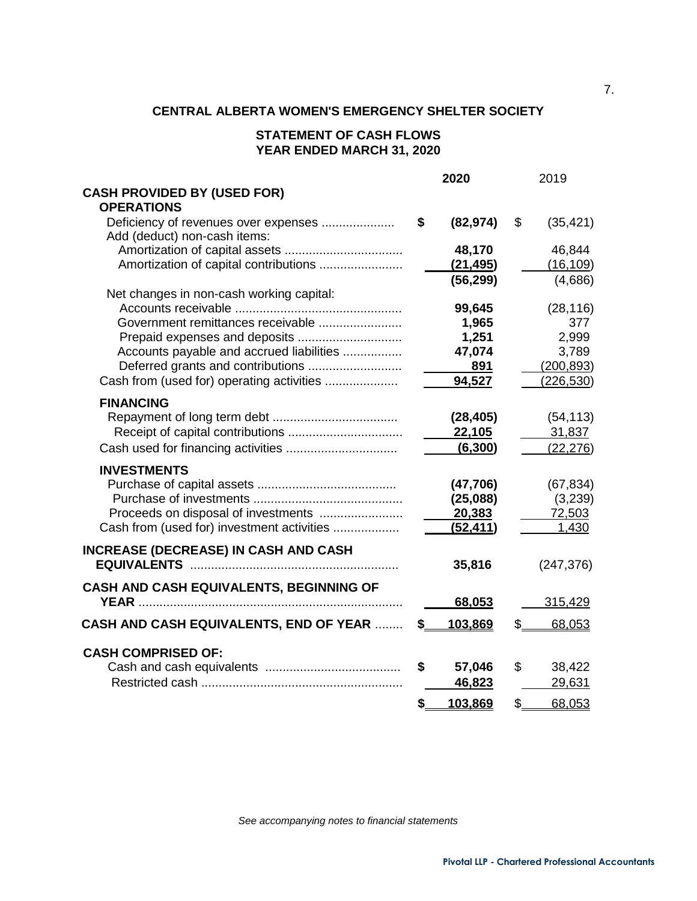**CENTRAL ALBERTA WOMEN'S EMERGENCY SHELTER SOCIETY**

**STATEMENT OF CASH FLOWS**
**YEAR ENDED MARCH 31, 2020**

| | **2020** | 2019 |
|---|---|---|
| **CASH PROVIDED BY (USED FOR)** | | |
| **OPERATIONS** | | |
| Deficiency of revenues over expenses | **$ (82,974)** | $ (35,421) |
| Add (deduct) non-cash items: | | |
| Amortization of capital assets | **48,170** | 46,844 |
| Amortization of capital contributions | **(21,495)** | (16,109) |
| | **(56,299)** | (4,686) |
| Net changes in non-cash working capital: | | |
| Accounts receivable | **99,645** | (28,116) |
| Government remittances receivable | **1,965** | 377 |
| Prepaid expenses and deposits | **1,251** | 2,999 |
| Accounts payable and accrued liabilities | **47,074** | 3,789 |
| Deferred grants and contributions | **891** | (200,893) |
| Cash from (used for) operating activities | **94,527** | (226,530) |
| **FINANCING** | | |
| Repayment of long term debt | **(28,405)** | (54,113) |
| Receipt of capital contributions | **22,105** | 31,837 |
| Cash used for financing activities | **(6,300)** | (22,276) |
| **INVESTMENTS** | | |
| Purchase of capital assets | **(47,706)** | (67,834) |
| Purchase of investments | **(25,088)** | (3,239) |
| Proceeds on disposal of investments | **20,383** | 72,503 |
| Cash from (used for) investment activities | **(52,411)** | 1,430 |
| **INCREASE (DECREASE) IN CASH AND CASH EQUIVALENTS** | **35,816** | (247,376) |
| **CASH AND CASH EQUIVALENTS, BEGINNING OF YEAR** | **68,053** | 315,429 |
| **CASH AND CASH EQUIVALENTS, END OF YEAR** | **$ 103,869** | $ 68,053 |
| **CASH COMPRISED OF:** | | |
| Cash and cash equivalents | **$ 57,046** | $ 38,422 |
| Restricted cash | **46,823** | 29,631 |
| | **$ 103,869** | $ 68,053 |

*See accompanying notes to financial statements*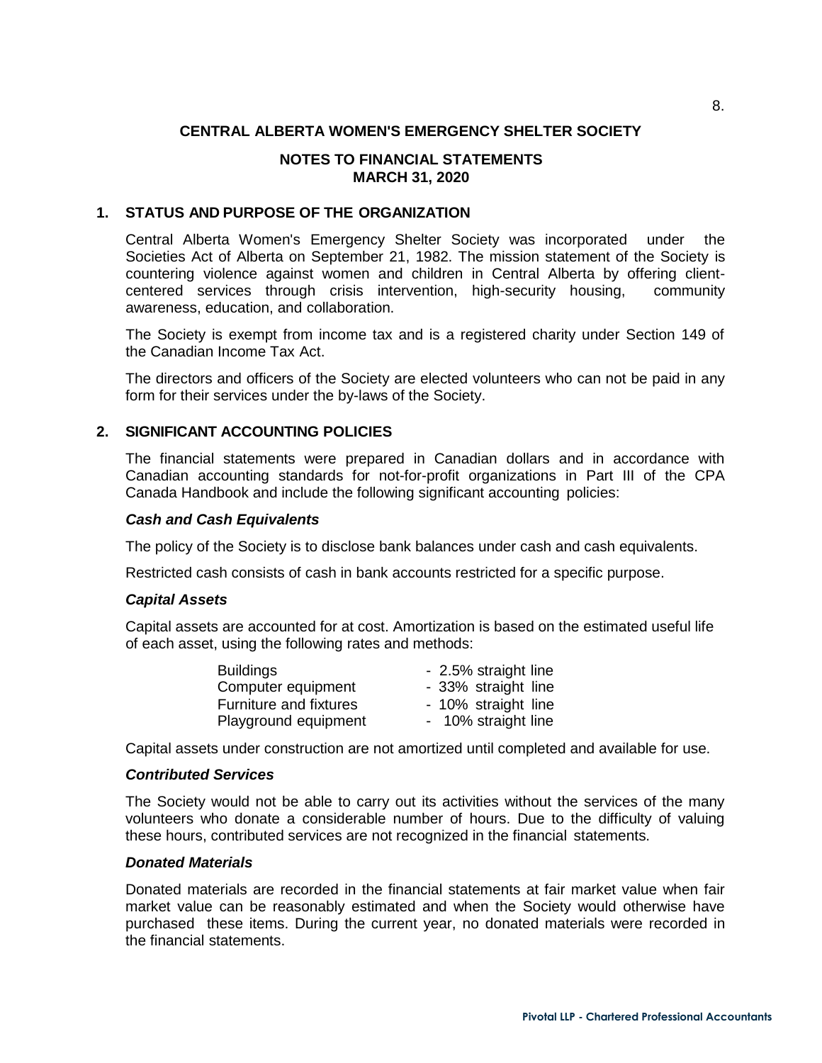**CENTRAL ALBERTA WOMEN'S EMERGENCY SHELTER SOCIETY**

**NOTES TO FINANCIAL STATEMENTS**
**MARCH 31, 2020**

## 1. STATUS AND PURPOSE OF THE ORGANIZATION

Central Alberta Women's Emergency Shelter Society was incorporated under the Societies Act of Alberta on September 21, 1982. The mission statement of the Society is countering violence against women and children in Central Alberta by offering client-centered services through crisis intervention, high-security housing, community awareness, education, and collaboration.

The Society is exempt from income tax and is a registered charity under Section 149 of the Canadian Income Tax Act.

The directors and officers of the Society are elected volunteers who can not be paid in any form for their services under the by-laws of the Society.

## 2. SIGNIFICANT ACCOUNTING POLICIES

The financial statements were prepared in Canadian dollars and in accordance with Canadian accounting standards for not-for-profit organizations in Part III of the CPA Canada Handbook and include the following significant accounting policies:

***Cash and Cash Equivalents***

The policy of the Society is to disclose bank balances under cash and cash equivalents.

Restricted cash consists of cash in bank accounts restricted for a specific purpose.

***Capital Assets***

Capital assets are accounted for at cost. Amortization is based on the estimated useful life of each asset, using the following rates and methods:

| | |
|---|---|
| Buildings | - 2.5% straight line |
| Computer equipment | - 33% straight line |
| Furniture and fixtures | - 10% straight line |
| Playground equipment | - 10% straight line |

Capital assets under construction are not amortized until completed and available for use.

***Contributed Services***

The Society would not be able to carry out its activities without the services of the many volunteers who donate a considerable number of hours. Due to the difficulty of valuing these hours, contributed services are not recognized in the financial statements.

***Donated Materials***

Donated materials are recorded in the financial statements at fair market value when fair market value can be reasonably estimated and when the Society would otherwise have purchased these items. During the current year, no donated materials were recorded in the financial statements.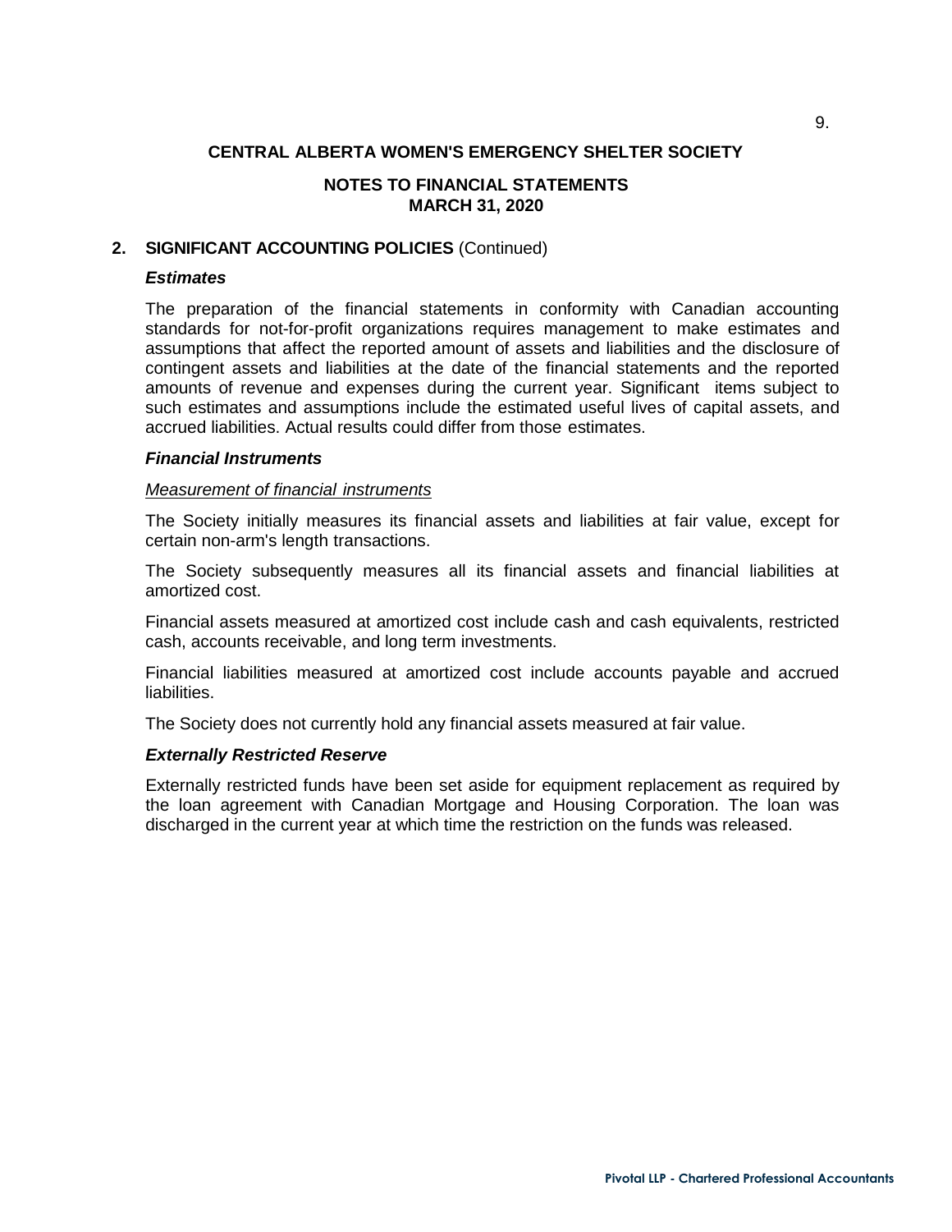**CENTRAL ALBERTA WOMEN'S EMERGENCY SHELTER SOCIETY**

**NOTES TO FINANCIAL STATEMENTS**
**MARCH 31, 2020**

## 2. SIGNIFICANT ACCOUNTING POLICIES (Continued)

***Estimates***

The preparation of the financial statements in conformity with Canadian accounting standards for not-for-profit organizations requires management to make estimates and assumptions that affect the reported amount of assets and liabilities and the disclosure of contingent assets and liabilities at the date of the financial statements and the reported amounts of revenue and expenses during the current year. Significant items subject to such estimates and assumptions include the estimated useful lives of capital assets, and accrued liabilities. Actual results could differ from those estimates.

***Financial Instruments***

*Measurement of financial instruments*

The Society initially measures its financial assets and liabilities at fair value, except for certain non-arm's length transactions.

The Society subsequently measures all its financial assets and financial liabilities at amortized cost.

Financial assets measured at amortized cost include cash and cash equivalents, restricted cash, accounts receivable, and long term investments.

Financial liabilities measured at amortized cost include accounts payable and accrued liabilities.

The Society does not currently hold any financial assets measured at fair value.

***Externally Restricted Reserve***

Externally restricted funds have been set aside for equipment replacement as required by the loan agreement with Canadian Mortgage and Housing Corporation. The loan was discharged in the current year at which time the restriction on the funds was released.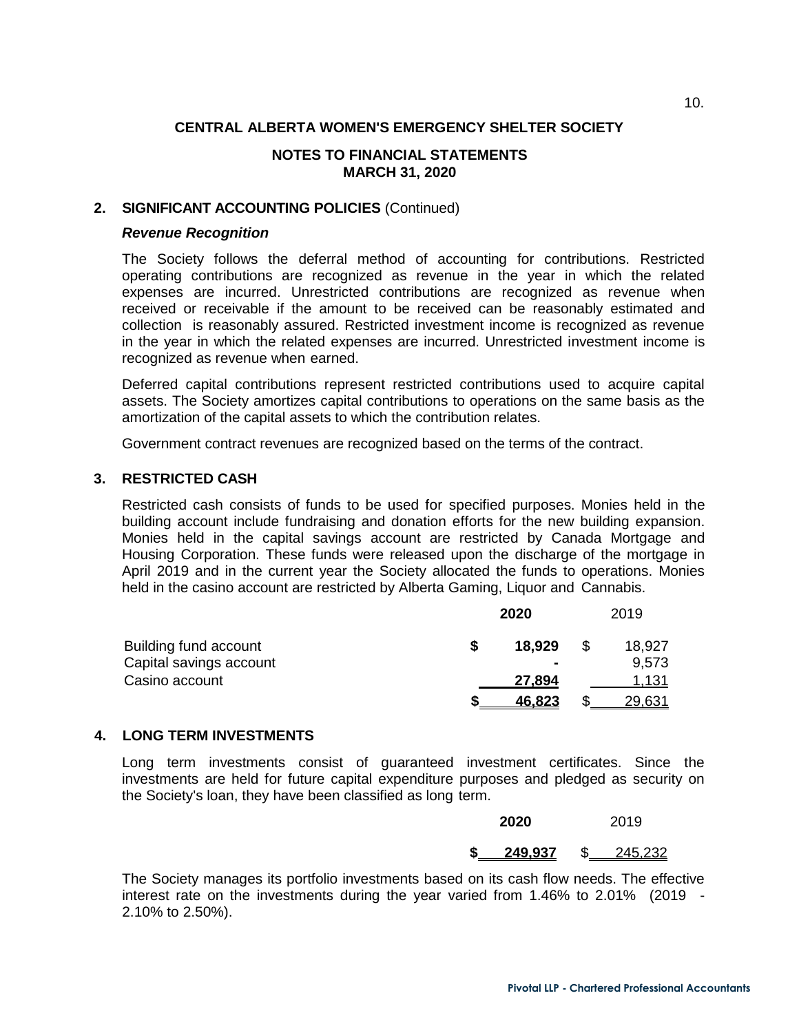**CENTRAL ALBERTA WOMEN'S EMERGENCY SHELTER SOCIETY**

**NOTES TO FINANCIAL STATEMENTS**
**MARCH 31, 2020**

## 2. SIGNIFICANT ACCOUNTING POLICIES (Continued)

***Revenue Recognition***

The Society follows the deferral method of accounting for contributions. Restricted operating contributions are recognized as revenue in the year in which the related expenses are incurred. Unrestricted contributions are recognized as revenue when received or receivable if the amount to be received can be reasonably estimated and collection is reasonably assured. Restricted investment income is recognized as revenue in the year in which the related expenses are incurred. Unrestricted investment income is recognized as revenue when earned.

Deferred capital contributions represent restricted contributions used to acquire capital assets. The Society amortizes capital contributions to operations on the same basis as the amortization of the capital assets to which the contribution relates.

Government contract revenues are recognized based on the terms of the contract.

## 3. RESTRICTED CASH

Restricted cash consists of funds to be used for specified purposes. Monies held in the building account include fundraising and donation efforts for the new building expansion. Monies held in the capital savings account are restricted by Canada Mortgage and Housing Corporation. These funds were released upon the discharge of the mortgage in April 2019 and in the current year the Society allocated the funds to operations. Monies held in the casino account are restricted by Alberta Gaming, Liquor and Cannabis.

| | **2020** | 2019 |
|---|---|---|
| Building fund account | **$ 18,929** | $ 18,927 |
| Capital savings account | **-** | 9,573 |
| Casino account | **27,894** | 1,131 |
| | **$ 46,823** | $ 29,631 |

## 4. LONG TERM INVESTMENTS

Long term investments consist of guaranteed investment certificates. Since the investments are held for future capital expenditure purposes and pledged as security on the Society's loan, they have been classified as long term.

| **2020** | 2019 |
|---|---|
| **$ 249,937** | $ 245,232 |

The Society manages its portfolio investments based on its cash flow needs. The effective interest rate on the investments during the year varied from 1.46% to 2.01% (2019 - 2.10% to 2.50%).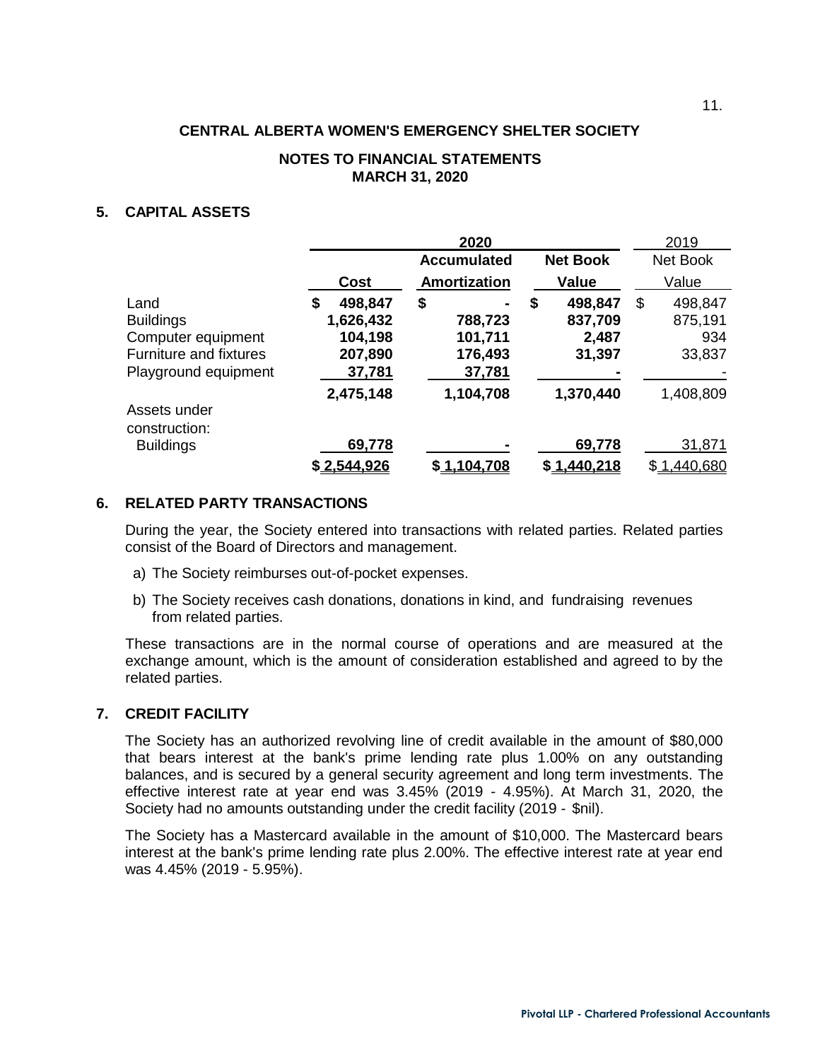**CENTRAL ALBERTA WOMEN'S EMERGENCY SHELTER SOCIETY**

**NOTES TO FINANCIAL STATEMENTS**
**MARCH 31, 2020**

## 5. CAPITAL ASSETS

| | 2020 | | | 2019 |
|---|---|---|---|---|
| | **Cost** | **Accumulated Amortization** | **Net Book Value** | Net Book Value |
| Land | **$ 498,847** | **$ -** | **$ 498,847** | $ 498,847 |
| Buildings | **1,626,432** | **788,723** | **837,709** | 875,191 |
| Computer equipment | **104,198** | **101,711** | **2,487** | 934 |
| Furniture and fixtures | **207,890** | **176,493** | **31,397** | 33,837 |
| Playground equipment | **37,781** | **37,781** | **-** | - |
| | **2,475,148** | **1,104,708** | **1,370,440** | 1,408,809 |
| Assets under construction: | | | | |
| Buildings | **69,778** | **-** | **69,778** | 31,871 |
| | **$ 2,544,926** | **$ 1,104,708** | **$ 1,440,218** | $ 1,440,680 |

## 6. RELATED PARTY TRANSACTIONS

During the year, the Society entered into transactions with related parties. Related parties consist of the Board of Directors and management.

a) The Society reimburses out-of-pocket expenses.

b) The Society receives cash donations, donations in kind, and fundraising revenues from related parties.

These transactions are in the normal course of operations and are measured at the exchange amount, which is the amount of consideration established and agreed to by the related parties.

## 7. CREDIT FACILITY

The Society has an authorized revolving line of credit available in the amount of $80,000 that bears interest at the bank's prime lending rate plus 1.00% on any outstanding balances, and is secured by a general security agreement and long term investments. The effective interest rate at year end was 3.45% (2019 - 4.95%). At March 31, 2020, the Society had no amounts outstanding under the credit facility (2019 - $nil).

The Society has a Mastercard available in the amount of $10,000. The Mastercard bears interest at the bank's prime lending rate plus 2.00%. The effective interest rate at year end was 4.45% (2019 - 5.95%).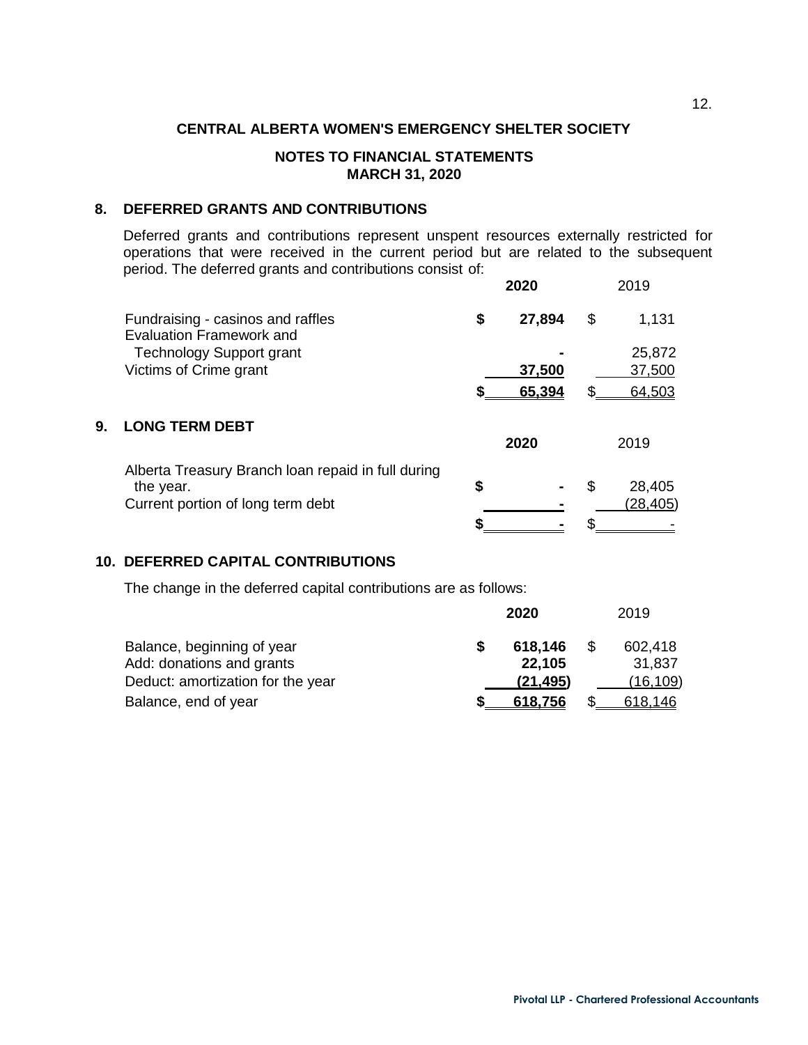**CENTRAL ALBERTA WOMEN'S EMERGENCY SHELTER SOCIETY**

**NOTES TO FINANCIAL STATEMENTS**
**MARCH 31, 2020**

## 8. DEFERRED GRANTS AND CONTRIBUTIONS

Deferred grants and contributions represent unspent resources externally restricted for operations that were received in the current period but are related to the subsequent period. The deferred grants and contributions consist of:

| | 2020 | 2019 |
|---|---|---|
| Fundraising - casinos and raffles | $ 27,894 | $ 1,131 |
| Evaluation Framework and Technology Support grant | - | 25,872 |
| Victims of Crime grant | 37,500 | 37,500 |
| | $ 65,394 | $ 64,503 |

## 9. LONG TERM DEBT

| | 2020 | 2019 |
|---|---|---|
| Alberta Treasury Branch loan repaid in full during the year. | $ - | $ 28,405 |
| Current portion of long term debt | - | (28,405) |
| | $ - | $ - |

## 10. DEFERRED CAPITAL CONTRIBUTIONS

The change in the deferred capital contributions are as follows:

| | 2020 | 2019 |
|---|---|---|
| Balance, beginning of year | $ 618,146 | $ 602,418 |
| Add: donations and grants | 22,105 | 31,837 |
| Deduct: amortization for the year | (21,495) | (16,109) |
| Balance, end of year | $ 618,756 | $ 618,146 |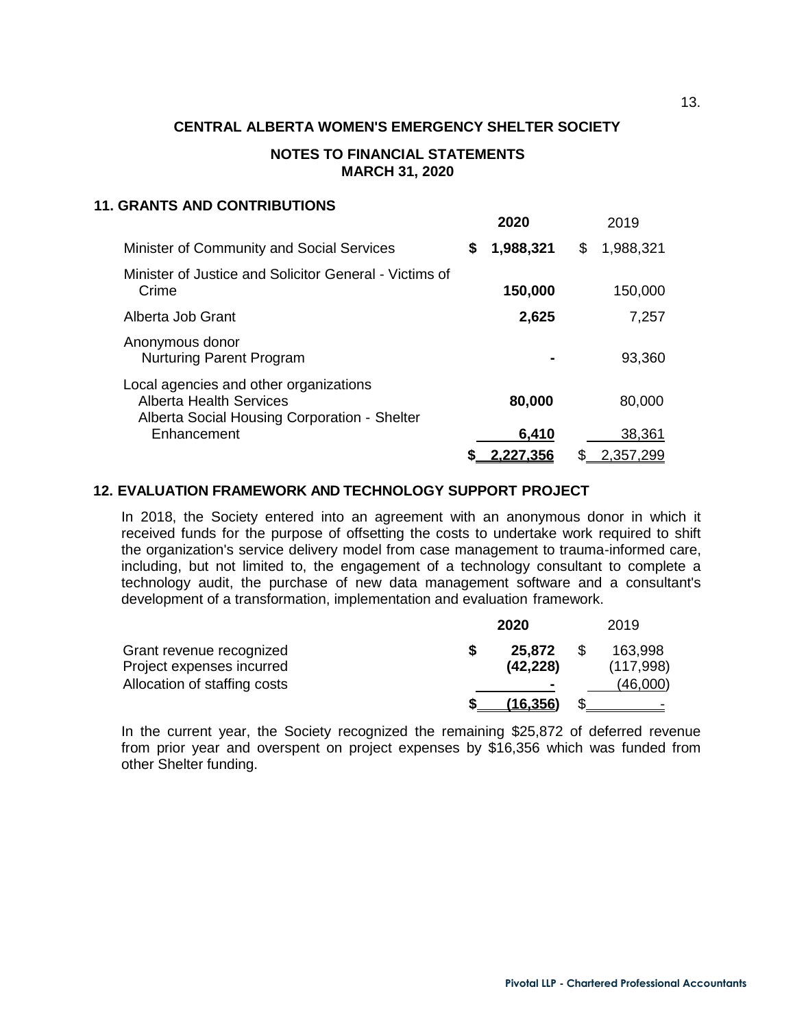**CENTRAL ALBERTA WOMEN'S EMERGENCY SHELTER SOCIETY**

**NOTES TO FINANCIAL STATEMENTS**
**MARCH 31, 2020**

### 11. GRANTS AND CONTRIBUTIONS

| | **2020** | 2019 |
|---|---|---|
| Minister of Community and Social Services | **$ 1,988,321** | $ 1,988,321 |
| Minister of Justice and Solicitor General - Victims of Crime | **150,000** | 150,000 |
| Alberta Job Grant | **2,625** | 7,257 |
| Anonymous donor<br>Nurturing Parent Program | **-** | 93,360 |
| Local agencies and other organizations<br>Alberta Health Services | **80,000** | 80,000 |
| Alberta Social Housing Corporation - Shelter Enhancement | **6,410** | 38,361 |
| | **$ 2,227,356** | $ 2,357,299 |

### 12. EVALUATION FRAMEWORK AND TECHNOLOGY SUPPORT PROJECT

In 2018, the Society entered into an agreement with an anonymous donor in which it received funds for the purpose of offsetting the costs to undertake work required to shift the organization's service delivery model from case management to trauma-informed care, including, but not limited to, the engagement of a technology consultant to complete a technology audit, the purchase of new data management software and a consultant's development of a transformation, implementation and evaluation framework.

| | **2020** | 2019 |
|---|---|---|
| Grant revenue recognized | **$ 25,872** | $ 163,998 |
| Project expenses incurred | **(42,228)** | (117,998) |
| Allocation of staffing costs | **-** | (46,000) |
| | **$ (16,356)** | $ - |

In the current year, the Society recognized the remaining $25,872 of deferred revenue from prior year and overspent on project expenses by $16,356 which was funded from other Shelter funding.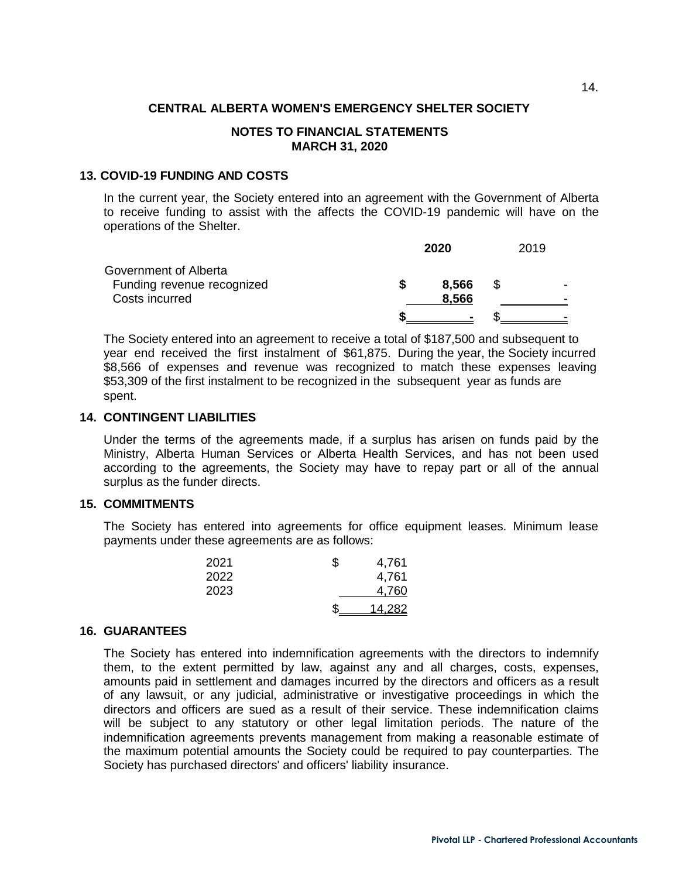**CENTRAL ALBERTA WOMEN'S EMERGENCY SHELTER SOCIETY**

**NOTES TO FINANCIAL STATEMENTS**
**MARCH 31, 2020**

## 13. COVID-19 FUNDING AND COSTS

In the current year, the Society entered into an agreement with the Government of Alberta to receive funding to assist with the affects the COVID-19 pandemic will have on the operations of the Shelter.

| | **2020** | 2019 |
|---|---|---|
| Government of Alberta | | |
| Funding revenue recognized | **$ 8,566** | $ - |
| Costs incurred | **8,566** | - |
| | **$ -** | $ - |

The Society entered into an agreement to receive a total of $187,500 and subsequent to year end received the first instalment of $61,875. During the year, the Society incurred $8,566 of expenses and revenue was recognized to match these expenses leaving $53,309 of the first instalment to be recognized in the subsequent year as funds are spent.

## 14. CONTINGENT LIABILITIES

Under the terms of the agreements made, if a surplus has arisen on funds paid by the Ministry, Alberta Human Services or Alberta Health Services, and has not been used according to the agreements, the Society may have to repay part or all of the annual surplus as the funder directs.

## 15. COMMITMENTS

The Society has entered into agreements for office equipment leases. Minimum lease payments under these agreements are as follows:

| | |
|---|---|
| 2021 | $ 4,761 |
| 2022 | 4,761 |
| 2023 | 4,760 |
| | $ 14,282 |

## 16. GUARANTEES

The Society has entered into indemnification agreements with the directors to indemnify them, to the extent permitted by law, against any and all charges, costs, expenses, amounts paid in settlement and damages incurred by the directors and officers as a result of any lawsuit, or any judicial, administrative or investigative proceedings in which the directors and officers are sued as a result of their service. These indemnification claims will be subject to any statutory or other legal limitation periods. The nature of the indemnification agreements prevents management from making a reasonable estimate of the maximum potential amounts the Society could be required to pay counterparties. The Society has purchased directors' and officers' liability insurance.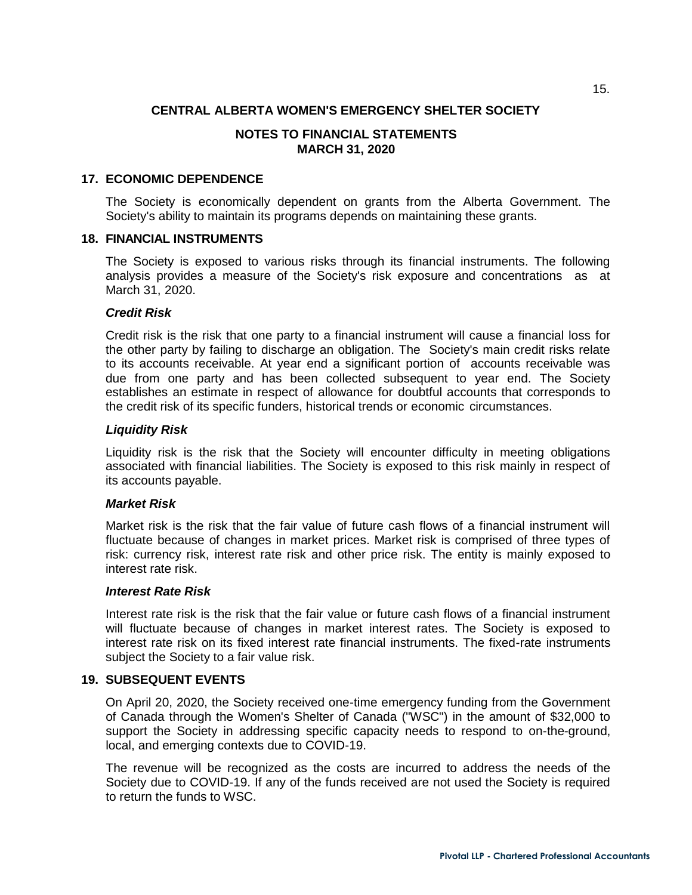**CENTRAL ALBERTA WOMEN'S EMERGENCY SHELTER SOCIETY**

**NOTES TO FINANCIAL STATEMENTS**
**MARCH 31, 2020**

## 17. ECONOMIC DEPENDENCE

The Society is economically dependent on grants from the Alberta Government. The Society's ability to maintain its programs depends on maintaining these grants.

## 18. FINANCIAL INSTRUMENTS

The Society is exposed to various risks through its financial instruments. The following analysis provides a measure of the Society's risk exposure and concentrations as at March 31, 2020.

***Credit Risk***

Credit risk is the risk that one party to a financial instrument will cause a financial loss for the other party by failing to discharge an obligation. The Society's main credit risks relate to its accounts receivable. At year end a significant portion of accounts receivable was due from one party and has been collected subsequent to year end. The Society establishes an estimate in respect of allowance for doubtful accounts that corresponds to the credit risk of its specific funders, historical trends or economic circumstances.

***Liquidity Risk***

Liquidity risk is the risk that the Society will encounter difficulty in meeting obligations associated with financial liabilities. The Society is exposed to this risk mainly in respect of its accounts payable.

***Market Risk***

Market risk is the risk that the fair value of future cash flows of a financial instrument will fluctuate because of changes in market prices. Market risk is comprised of three types of risk: currency risk, interest rate risk and other price risk. The entity is mainly exposed to interest rate risk.

***Interest Rate Risk***

Interest rate risk is the risk that the fair value or future cash flows of a financial instrument will fluctuate because of changes in market interest rates. The Society is exposed to interest rate risk on its fixed interest rate financial instruments. The fixed-rate instruments subject the Society to a fair value risk.

## 19. SUBSEQUENT EVENTS

On April 20, 2020, the Society received one-time emergency funding from the Government of Canada through the Women's Shelter of Canada ("WSC") in the amount of $32,000 to support the Society in addressing specific capacity needs to respond to on-the-ground, local, and emerging contexts due to COVID-19.

The revenue will be recognized as the costs are incurred to address the needs of the Society due to COVID-19. If any of the funds received are not used the Society is required to return the funds to WSC.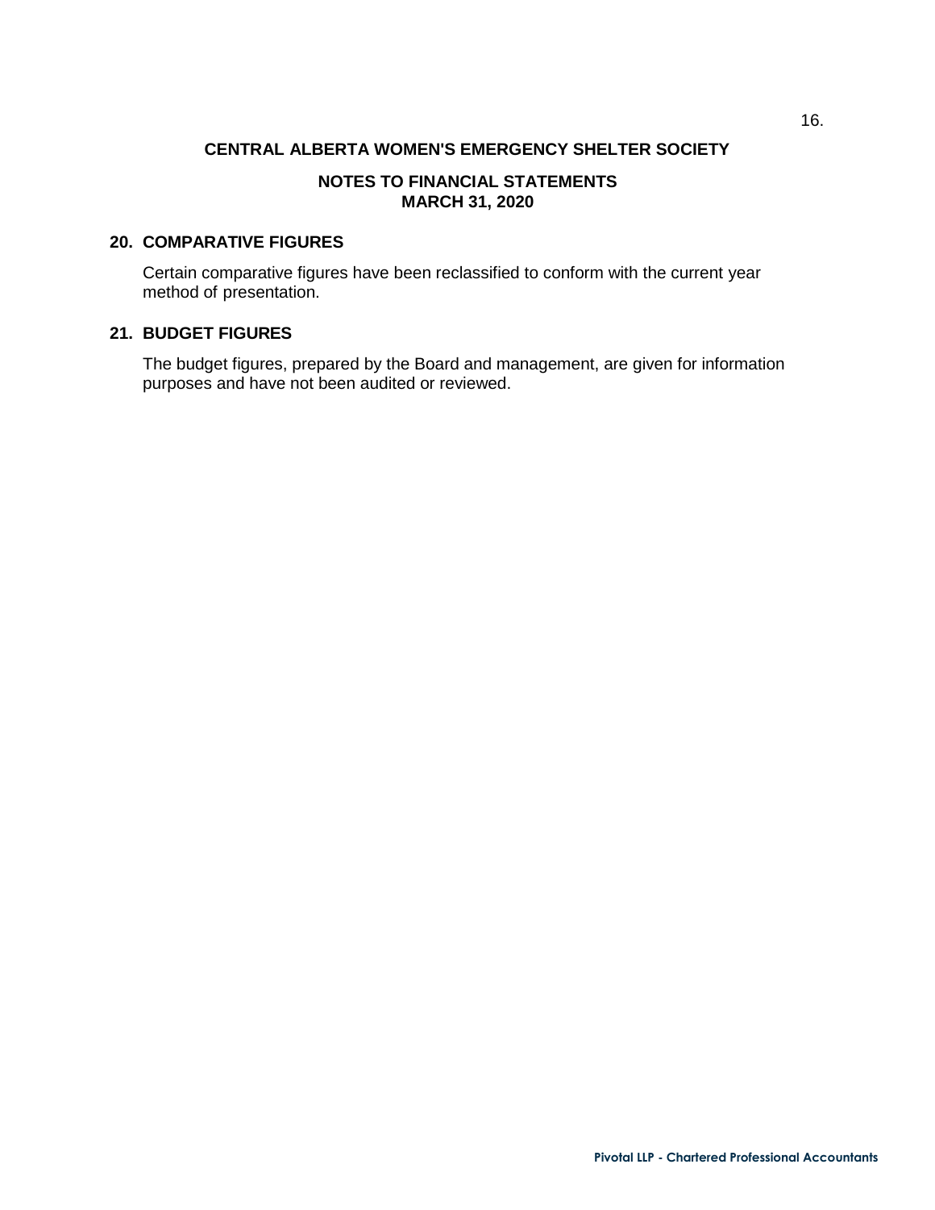## 20. COMPARATIVE FIGURES

Certain comparative figures have been reclassified to conform with the current year method of presentation.

## 21. BUDGET FIGURES

The budget figures, prepared by the Board and management, are given for information purposes and have not been audited or reviewed.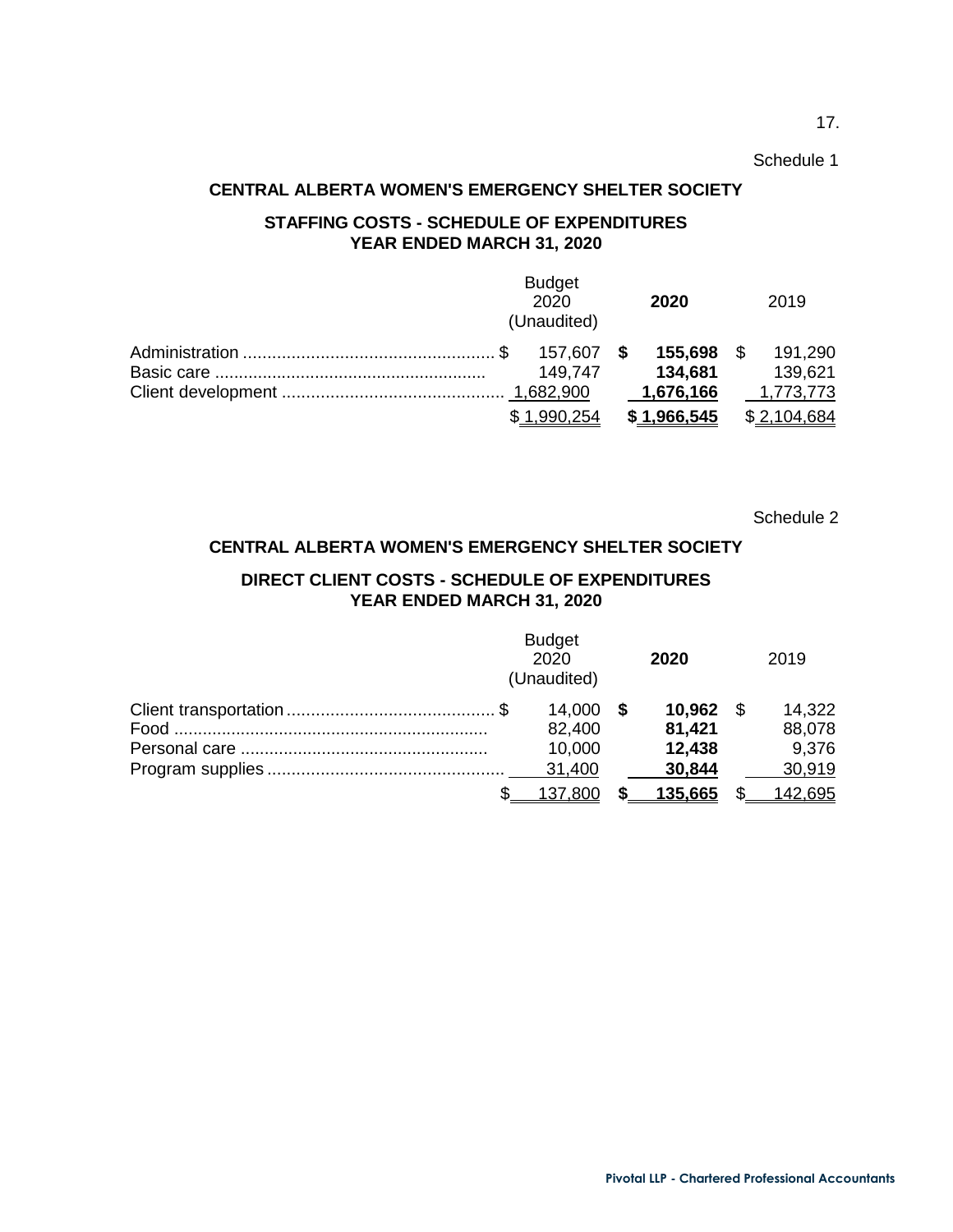Schedule 1

**CENTRAL ALBERTA WOMEN'S EMERGENCY SHELTER SOCIETY**

**STAFFING COSTS - SCHEDULE OF EXPENDITURES**
**YEAR ENDED MARCH 31, 2020**

| | Budget 2020 (Unaudited) | **2020** | 2019 |
|---|---|---|---|
| Administration | $ 157,607 | **$ 155,698** | $ 191,290 |
| Basic care | 149,747 | **134,681** | 139,621 |
| Client development | 1,682,900 | **1,676,166** | 1,773,773 |
| | $ 1,990,254 | **$ 1,966,545** | $ 2,104,684 |

Schedule 2

**CENTRAL ALBERTA WOMEN'S EMERGENCY SHELTER SOCIETY**

**DIRECT CLIENT COSTS - SCHEDULE OF EXPENDITURES**
**YEAR ENDED MARCH 31, 2020**

| | Budget 2020 (Unaudited) | **2020** | 2019 |
|---|---|---|---|
| Client transportation | $ 14,000 | **$ 10,962** | $ 14,322 |
| Food | 82,400 | **81,421** | 88,078 |
| Personal care | 10,000 | **12,438** | 9,376 |
| Program supplies | 31,400 | **30,844** | 30,919 |
| | $ 137,800 | **$ 135,665** | $ 142,695 |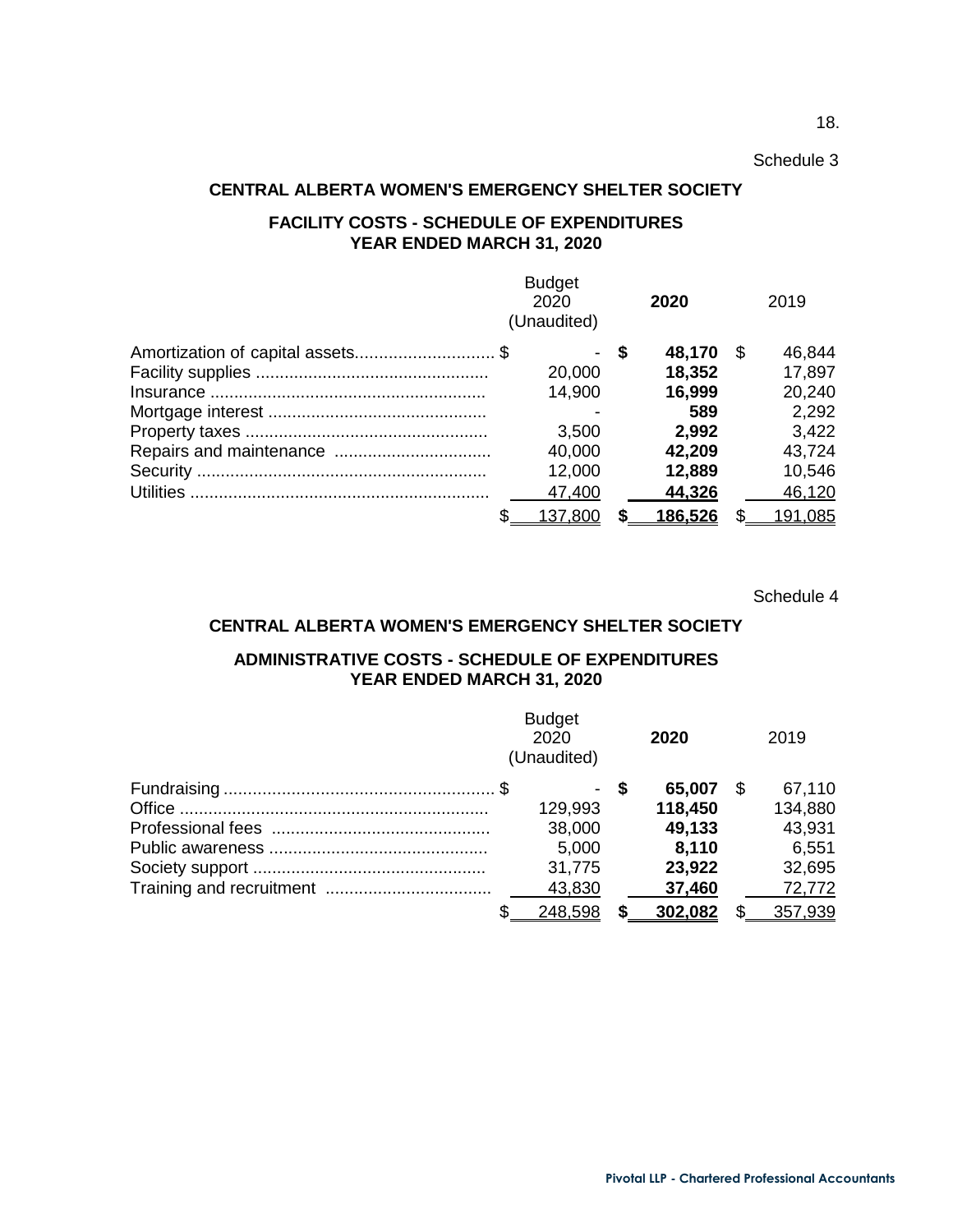Schedule 3

## CENTRAL ALBERTA WOMEN'S EMERGENCY SHELTER SOCIETY

### FACILITY COSTS - SCHEDULE OF EXPENDITURES
### YEAR ENDED MARCH 31, 2020

| | Budget 2020 (Unaudited) | **2020** | 2019 |
|---|---|---|---|
| Amortization of capital assets | $ - | **$ 48,170** | $ 46,844 |
| Facility supplies | 20,000 | **18,352** | 17,897 |
| Insurance | 14,900 | **16,999** | 20,240 |
| Mortgage interest | - | **589** | 2,292 |
| Property taxes | 3,500 | **2,992** | 3,422 |
| Repairs and maintenance | 40,000 | **42,209** | 43,724 |
| Security | 12,000 | **12,889** | 10,546 |
| Utilities | 47,400 | **44,326** | 46,120 |
| | $ 137,800 | **$ 186,526** | $ 191,085 |

Schedule 4

## CENTRAL ALBERTA WOMEN'S EMERGENCY SHELTER SOCIETY

### ADMINISTRATIVE COSTS - SCHEDULE OF EXPENDITURES
### YEAR ENDED MARCH 31, 2020

| | Budget 2020 (Unaudited) | **2020** | 2019 |
|---|---|---|---|
| Fundraising | $ - | **$ 65,007** | $ 67,110 |
| Office | 129,993 | **118,450** | 134,880 |
| Professional fees | 38,000 | **49,133** | 43,931 |
| Public awareness | 5,000 | **8,110** | 6,551 |
| Society support | 31,775 | **23,922** | 32,695 |
| Training and recruitment | 43,830 | **37,460** | 72,772 |
| | $ 248,598 | **$ 302,082** | $ 357,939 |